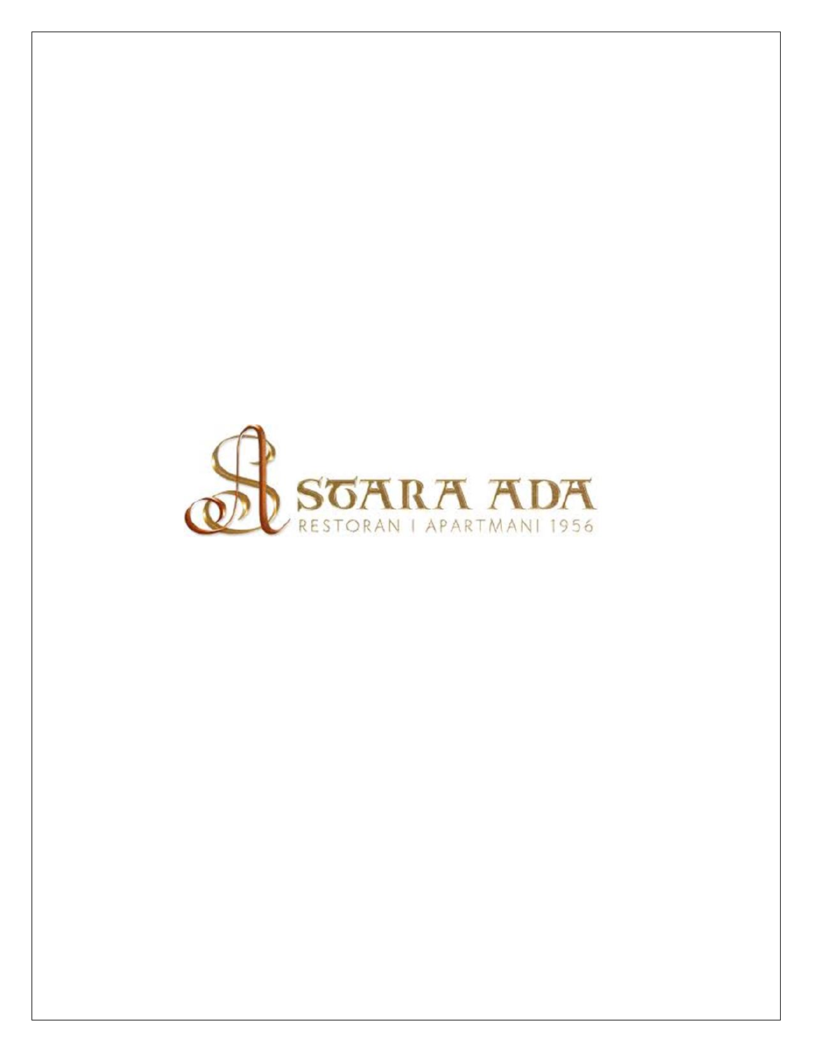# STARA ADA

RESTORAN I APARTMANI 1956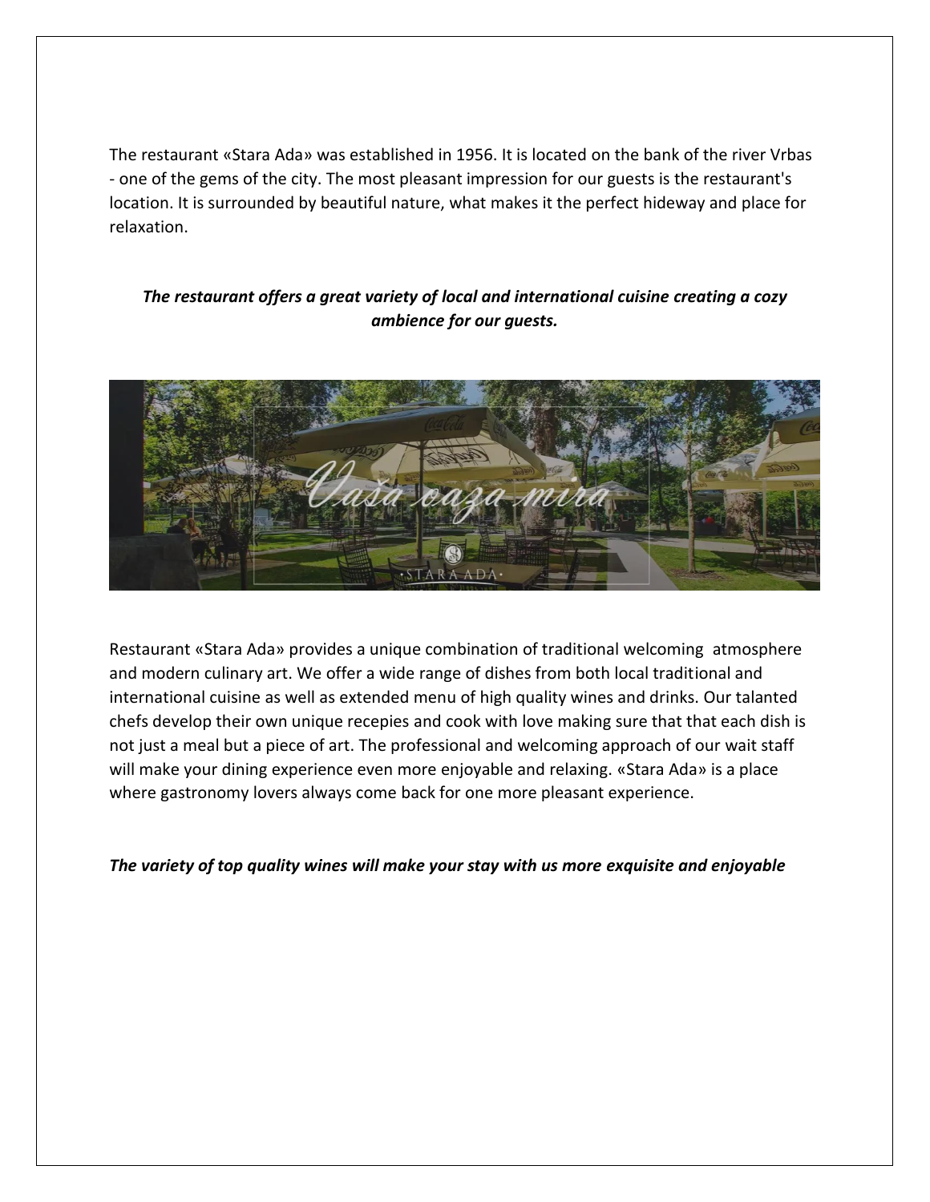The restaurant «Stara Ada» was established in 1956. It is located on the bank of the river Vrbas - one of the gems of the city. The most pleasant impression for our guests is the restaurant's location. It is surrounded by beautiful nature, what makes it the perfect hideway and place for relaxation.

***The restaurant offers a great variety of local and international cuisine creating a cozy ambience for our guests.***

Restaurant «Stara Ada» provides a unique combination of traditional welcoming atmosphere and modern culinary art. We offer a wide range of dishes from both local traditional and international cuisine as well as extended menu of high quality wines and drinks. Our talanted chefs develop their own unique recepies and cook with love making sure that that each dish is not just a meal but a piece of art. The professional and welcoming approach of our wait staff will make your dining experience even more enjoyable and relaxing. «Stara Ada» is a place where gastronomy lovers always come back for one more pleasant experience.

***The variety of top quality wines will make your stay with us more exquisite and enjoyable***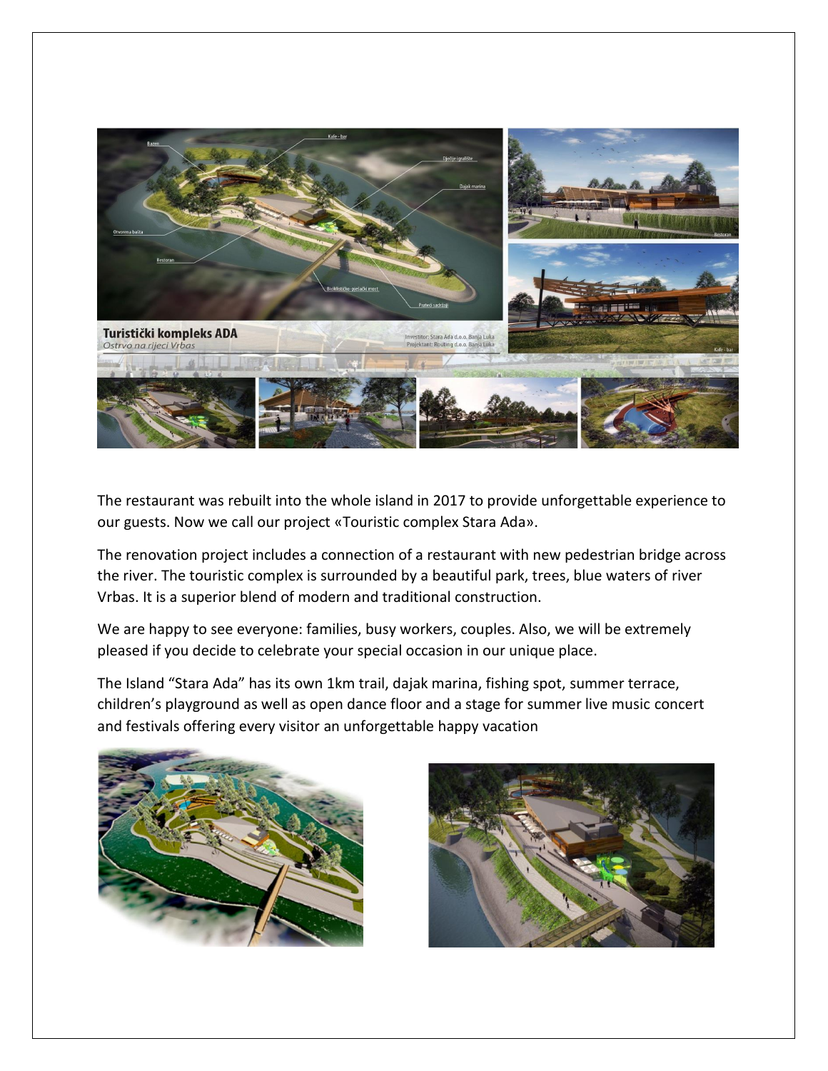The restaurant was rebuilt into the whole island in 2017 to provide unforgettable experience to our guests. Now we call our project «Touristic complex Stara Ada».

The renovation project includes a connection of a restaurant with new pedestrian bridge across the river. The touristic complex is surrounded by a beautiful park, trees, blue waters of river Vrbas. It is a superior blend of modern and traditional construction.

We are happy to see everyone: families, busy workers, couples. Also, we will be extremely pleased if you decide to celebrate your special occasion in our unique place.

The Island "Stara Ada" has its own 1km trail, dajak marina, fishing spot, summer terrace, children's playground as well as open dance floor and a stage for summer live music concert and festivals offering every visitor an unforgettable happy vacation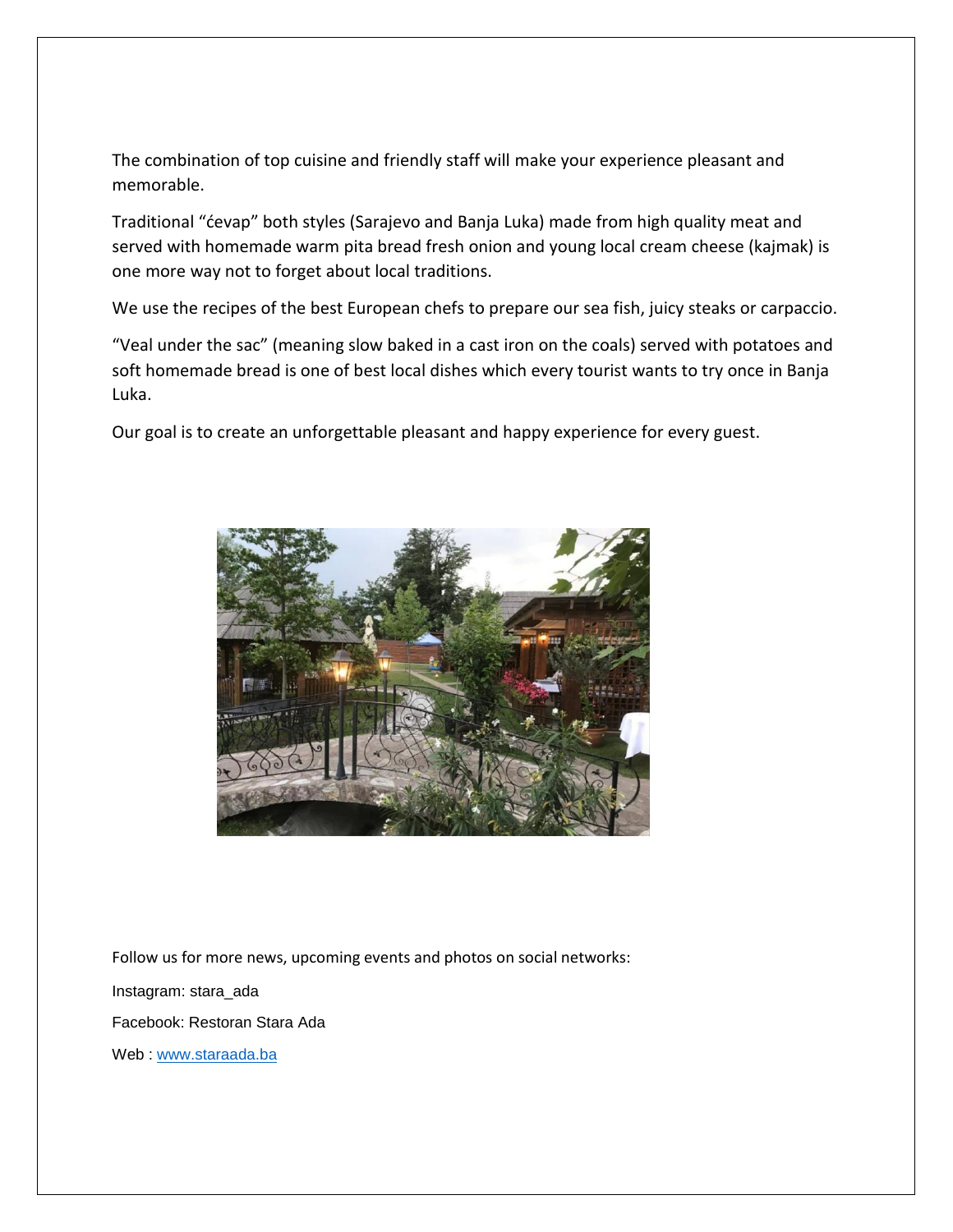The combination of top cuisine and friendly staff will make your experience pleasant and memorable.

Traditional "ćevap" both styles (Sarajevo and Banja Luka) made from high quality meat and served with homemade warm pita bread fresh onion and young local cream cheese (kajmak) is one more way not to forget about local traditions.

We use the recipes of the best European chefs to prepare our sea fish, juicy steaks or carpaccio.

"Veal under the sac" (meaning slow baked in a cast iron on the coals) served with potatoes and soft homemade bread is one of best local dishes which every tourist wants to try once in Banja Luka.

Our goal is to create an unforgettable pleasant and happy experience for every guest.

Follow us for more news, upcoming events and photos on social networks:

Instagram: stara_ada

Facebook: Restoran Stara Ada

Web : [www.staraada.ba](http://www.staraada.ba)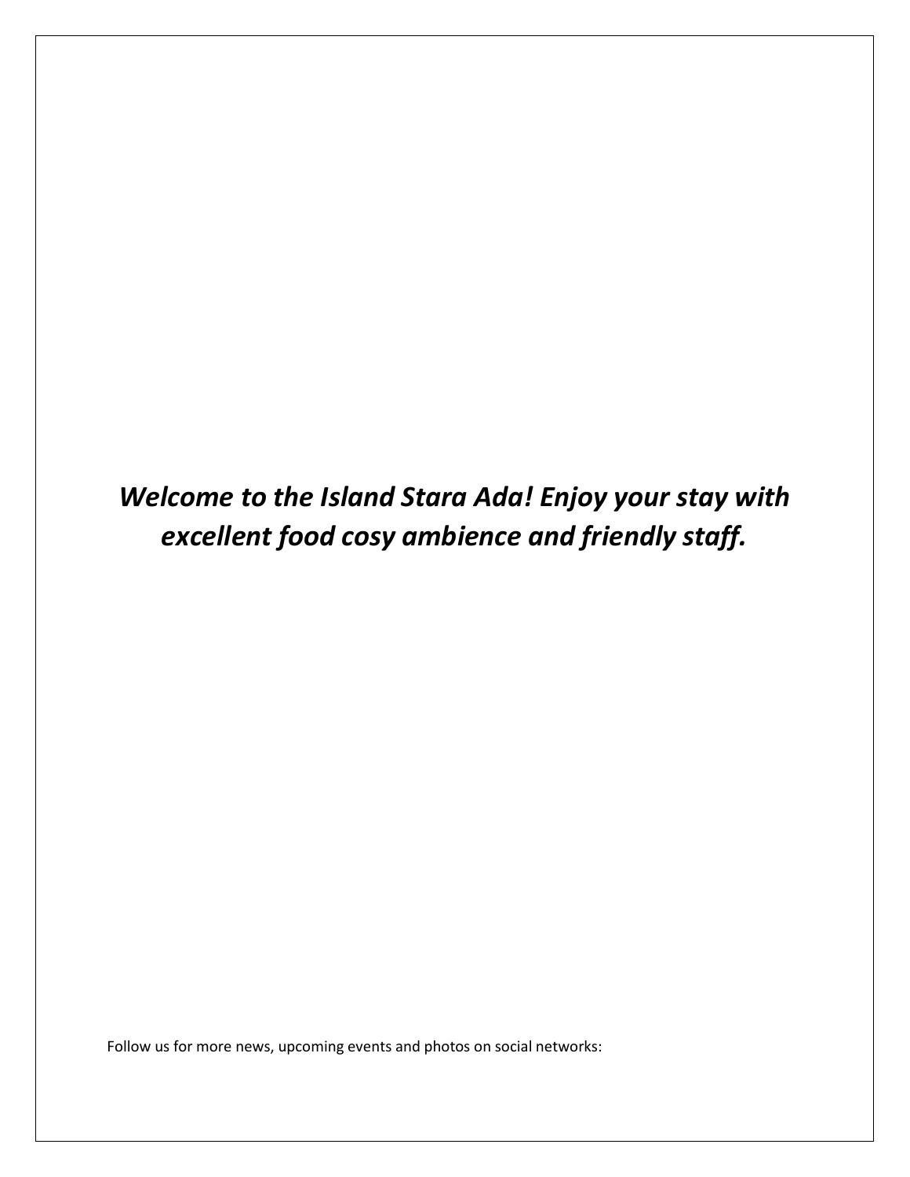***Welcome to the Island Stara Ada! Enjoy your stay with excellent food cosy ambience and friendly staff.***

Follow us for more news, upcoming events and photos on social networks: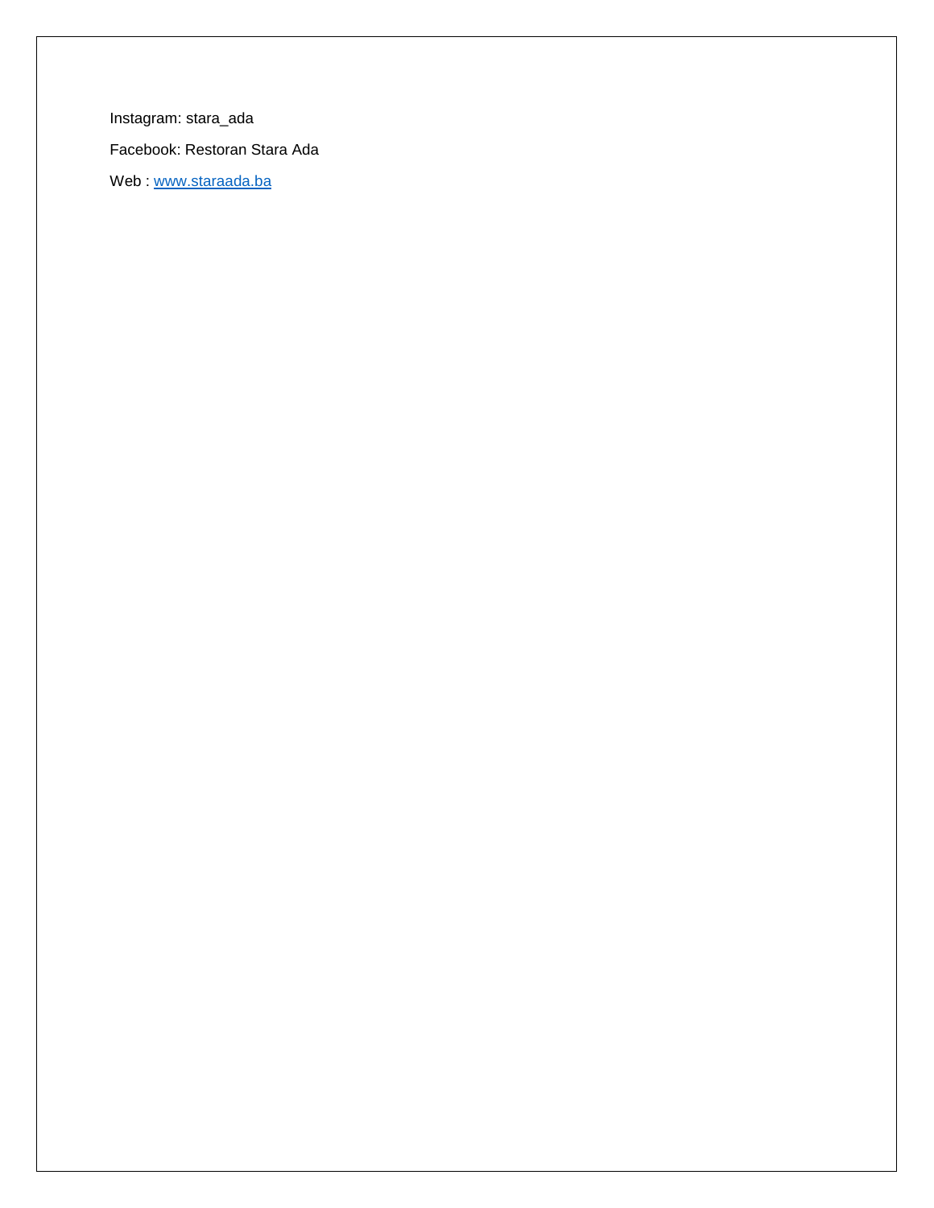Instagram: stara_ada

Facebook: Restoran Stara Ada

Web : www.staraada.ba